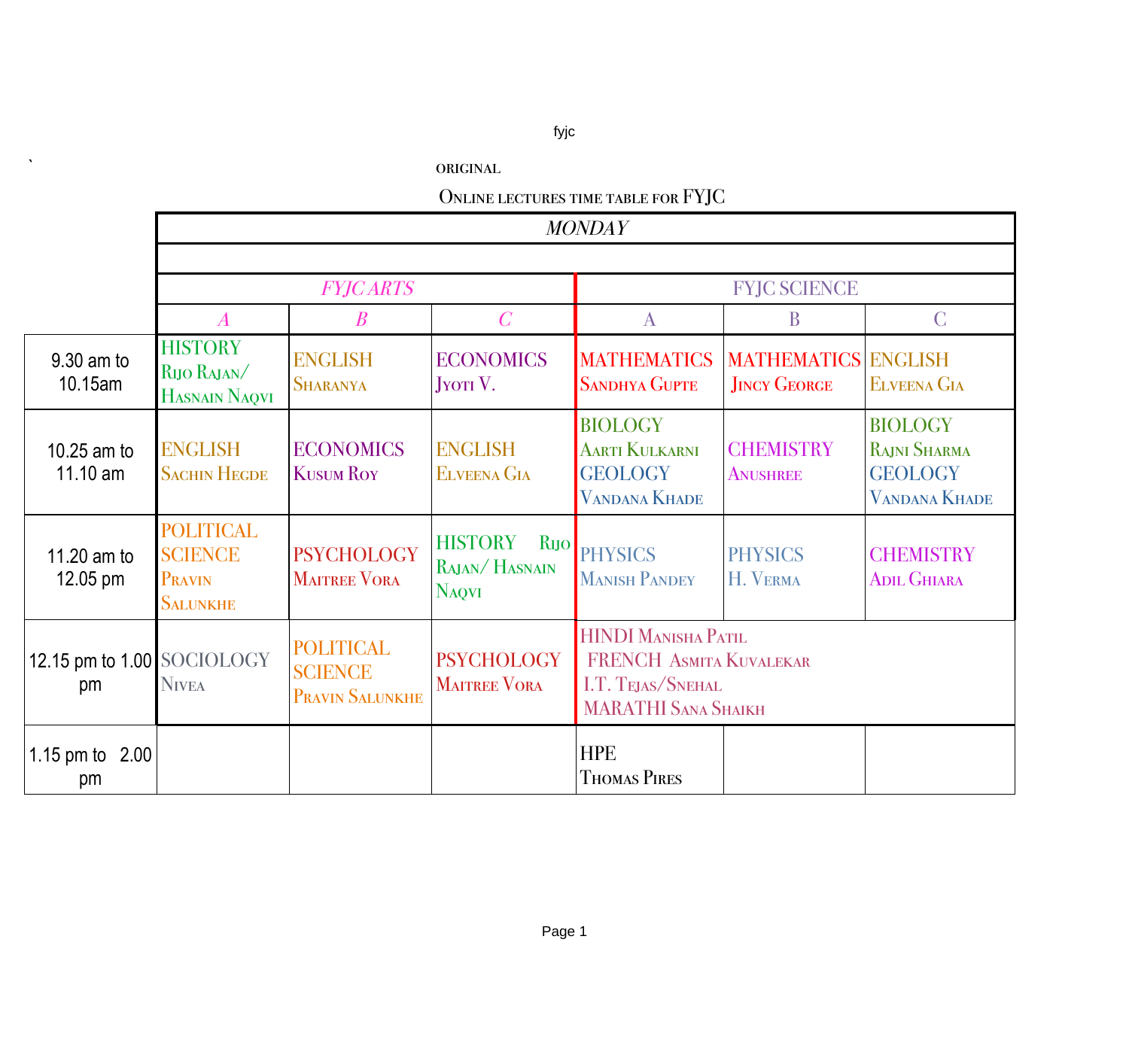fyjc

ORIGINAL

ONLINE LECTURES TIME TABLE FOR FYJC

| | MONDAY | | | | | |
|---|---|---|---|---|---|---|
| | FYJC ARTS | | | FYJC SCIENCE | | |
| | A | B | C | A | B | C |
| 9.30 am to 10.15am | HISTORY Rijo Rajan/ Hasnain Naqvi | ENGLISH Sharanya | ECONOMICS Jyoti V. | MATHEMATICS Sandhya Gupte | MATHEMATICS Jincy George | ENGLISH Elveena Gia |
| 10.25 am to 11.10 am | ENGLISH Sachin Hegde | ECONOMICS Kusum Roy | ENGLISH Elveena Gia | BIOLOGY Aarti Kulkarni GEOLOGY Vandana Khade | CHEMISTRY Anushree | BIOLOGY Rajni Sharma GEOLOGY Vandana Khade |
| 11.20 am to 12.05 pm | POLITICAL SCIENCE Pravin Salunkhe | PSYCHOLOGY Maitree Vora | HISTORY Rijo Rajan/ Hasnain Naqvi | PHYSICS Manish Pandey | PHYSICS H. Verma | CHEMISTRY Adil Ghiara |
| 12.15 pm to 1.00 pm | SOCIOLOGY Nivea | POLITICAL SCIENCE Pravin Salunkhe | PSYCHOLOGY Maitree Vora | HINDI Manisha Patil FRENCH Asmita Kuvalekar I.T. Tejas/Snehal MARATHI Sana Shaikh | | |
| 1.15 pm to 2.00 pm | | | | HPE Thomas Pires | | |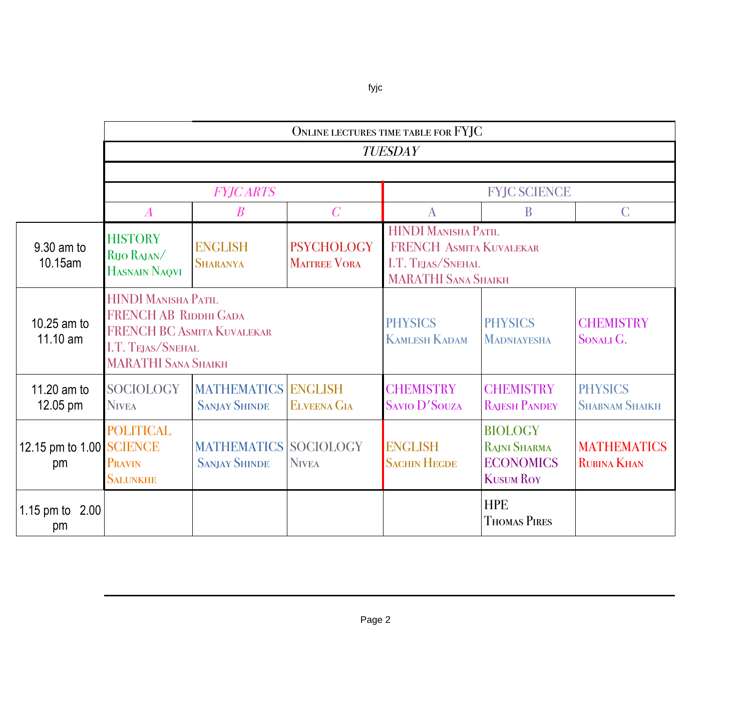| | Online lectures time table for FYJC | | | | | |
|---|---|---|---|---|---|---|
| | *TUESDAY* | | | | | |
| | *FYJC ARTS* | | | FYJC SCIENCE | | |
| | *A* | *B* | *C* | A | B | C |
| 9.30 am to 10.15am | HISTORY Rijo Rajan/ Hasnain Naqvi | ENGLISH Sharanya | PSYCHOLOGY Maitree Vora | HINDI Manisha Patil<br>FRENCH Asmita Kuvalekar<br>I.T. Tejas/Snehal<br>MARATHI Sana Shaikh | | |
| 10.25 am to 11.10 am | HINDI Manisha Patil<br>FRENCH AB Riddhi Gada<br>FRENCH BC Asmita Kuvalekar<br>I.T. Tejas/Snehal<br>MARATHI Sana Shaikh | | | PHYSICS Kamlesh Kadam | PHYSICS Madniayesha | CHEMISTRY Sonali G. |
| 11.20 am to 12.05 pm | SOCIOLOGY Nivea | MATHEMATICS Sanjay Shinde | ENGLISH Elveena Gia | CHEMISTRY Savio D'Souza | CHEMISTRY Rajesh Pandey | PHYSICS Shabnam Shaikh |
| 12.15 pm to 1.00 pm | POLITICAL SCIENCE Pravin Salunkhe | MATHEMATICS Sanjay Shinde | SOCIOLOGY Nivea | ENGLISH Sachin Hegde | BIOLOGY Rajni Sharma<br>ECONOMICS Kusum Roy | MATHEMATICS Rubina Khan |
| 1.15 pm to 2.00 pm | | | | | HPE Thomas Pires | |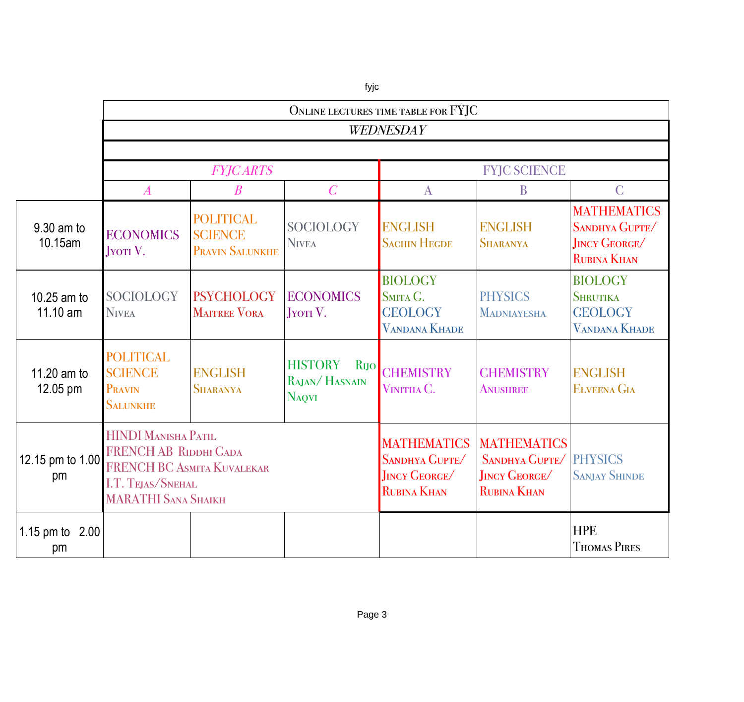# ONLINE LECTURES TIME TABLE FOR FYJC

## WEDNESDAY

| | FYJC ARTS | | | FYJC SCIENCE | | |
|---|---|---|---|---|---|---|
| | A | B | C | A | B | C |
| 9.30 am to 10.15am | ECONOMICS Jyoti V. | POLITICAL SCIENCE Pravin Salunkhe | SOCIOLOGY Nivea | ENGLISH Sachin Hegde | ENGLISH Sharanya | MATHEMATICS Sandhya Gupte/ Jincy George/ Rubina Khan |
| 10.25 am to 11.10 am | SOCIOLOGY Nivea | PSYCHOLOGY Maitree Vora | ECONOMICS Jyoti V. | BIOLOGY Smita G. GEOLOGY Vandana Khade | PHYSICS Madniayesha | BIOLOGY Shrutika GEOLOGY Vandana Khade |
| 11.20 am to 12.05 pm | POLITICAL SCIENCE Pravin Salunkhe | ENGLISH Sharanya | HISTORY Rijo Rajan/ Hasnain Naqvi | CHEMISTRY Vinitha C. | CHEMISTRY Anushree | ENGLISH Elveena Gia |
| 12.15 pm to 1.00 pm | HINDI Manisha Patil<br>FRENCH AB Riddhi Gada<br>FRENCH BC Asmita Kuvalekar<br>I.T. Tejas/Snehal<br>MARATHI Sana Shaikh | | | MATHEMATICS Sandhya Gupte/ Jincy George/ Rubina Khan | MATHEMATICS Sandhya Gupte/ Jincy George/ Rubina Khan | PHYSICS Sanjay Shinde |
| 1.15 pm to 2.00 pm | | | | | | HPE Thomas Pires |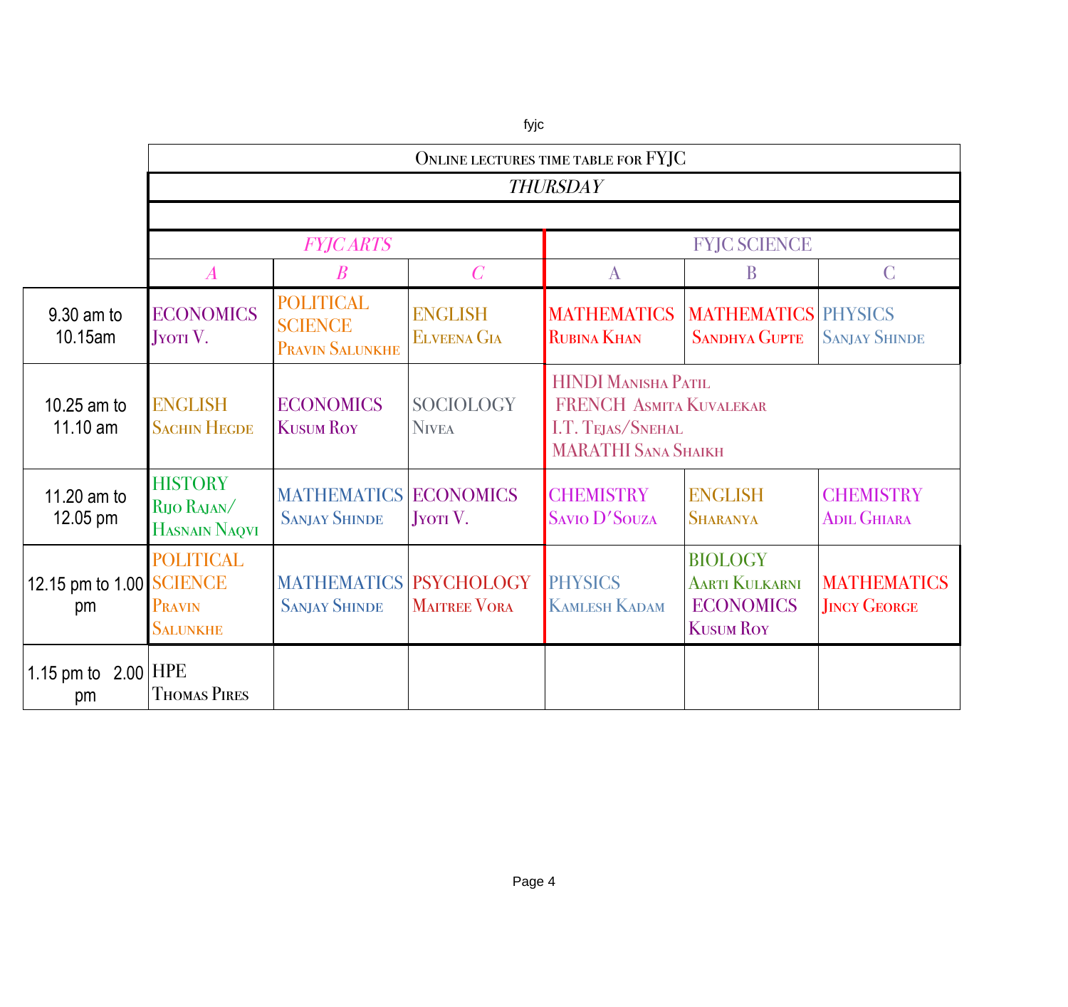## Online lectures time table for FYJC

### THURSDAY

| | FYJC ARTS | | | FYJC SCIENCE | | |
|---|---|---|---|---|---|---|
| | *A* | *B* | *C* | A | B | C |
| 9.30 am to 10.15am | ECONOMICS Jyoti V. | POLITICAL SCIENCE Pravin Salunkhe | ENGLISH Elveena Gia | MATHEMATICS Rubina Khan | MATHEMATICS Sandhya Gupte | PHYSICS Sanjay Shinde |
| 10.25 am to 11.10 am | ENGLISH Sachin Hegde | ECONOMICS Kusum Roy | SOCIOLOGY Nivea | HINDI Manisha Patil<br>FRENCH Asmita Kuvalekar<br>I.T. Tejas/Snehal<br>MARATHI Sana Shaikh | | |
| 11.20 am to 12.05 pm | HISTORY Rijo Rajan/ Hasnain Naqvi | MATHEMATICS Sanjay Shinde | ECONOMICS Jyoti V. | CHEMISTRY Savio D'Souza | ENGLISH Sharanya | CHEMISTRY Adil Ghiara |
| 12.15 pm to 1.00 pm | POLITICAL SCIENCE Pravin Salunkhe | MATHEMATICS Sanjay Shinde | PSYCHOLOGY Maitree Vora | PHYSICS Kamlesh Kadam | BIOLOGY Aarti Kulkarni<br>ECONOMICS Kusum Roy | MATHEMATICS Jincy George |
| 1.15 pm to 2.00 pm | HPE Thomas Pires | | | | | |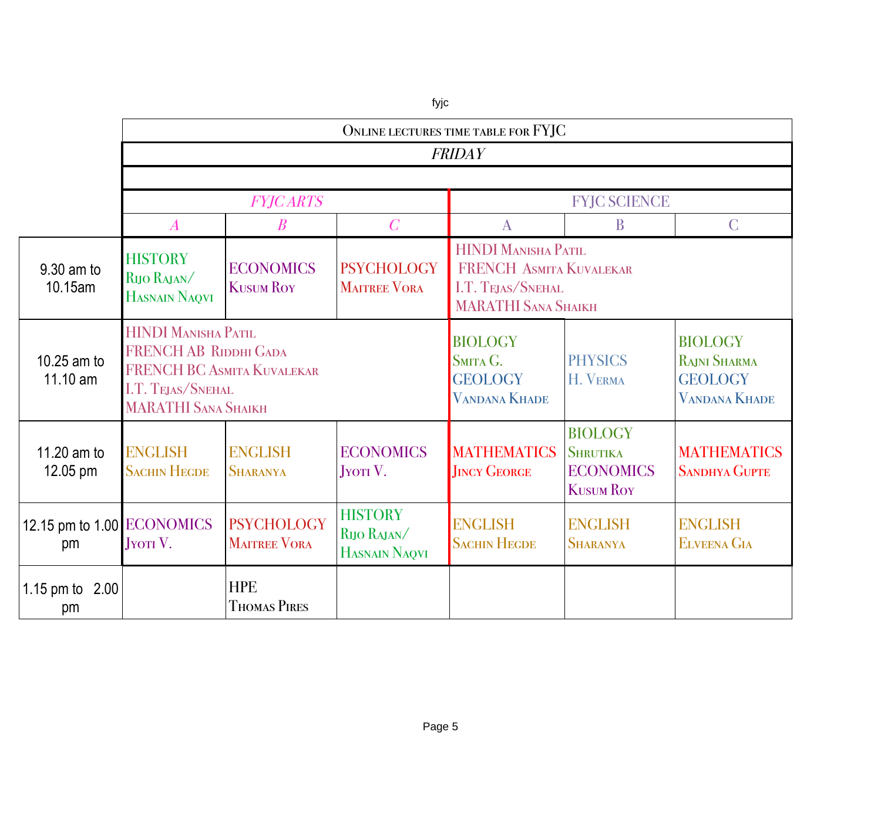## Online lectures time table for FYJC

### *FRIDAY*

| | *FYJC ARTS* | | | FYJC SCIENCE | | |
|---|---|---|---|---|---|---|
| | *A* | *B* | *C* | A | B | C |
| 9.30 am to 10.15am | HISTORY Rijo Rajan/ Hasnain Naqvi | ECONOMICS Kusum Roy | PSYCHOLOGY Maitree Vora | HINDI Manisha Patil FRENCH Asmita Kuvalekar I.T. Tejas/Snehal MARATHI Sana Shaikh | | |
| 10.25 am to 11.10 am | HINDI Manisha Patil FRENCH AB Riddhi Gada FRENCH BC Asmita Kuvalekar I.T. Tejas/Snehal MARATHI Sana Shaikh | | | BIOLOGY Smita G. GEOLOGY Vandana Khade | PHYSICS H. Verma | BIOLOGY Rajni Sharma GEOLOGY Vandana Khade |
| 11.20 am to 12.05 pm | ENGLISH Sachin Hegde | ENGLISH Sharanya | ECONOMICS Jyoti V. | MATHEMATICS Jincy George | BIOLOGY Shrutika ECONOMICS Kusum Roy | MATHEMATICS Sandhya Gupte |
| 12.15 pm to 1.00 pm | ECONOMICS Jyoti V. | PSYCHOLOGY Maitree Vora | HISTORY Rijo Rajan/ Hasnain Naqvi | ENGLISH Sachin Hegde | ENGLISH Sharanya | ENGLISH Elveena Gia |
| 1.15 pm to 2.00 pm | | HPE Thomas Pires | | | | |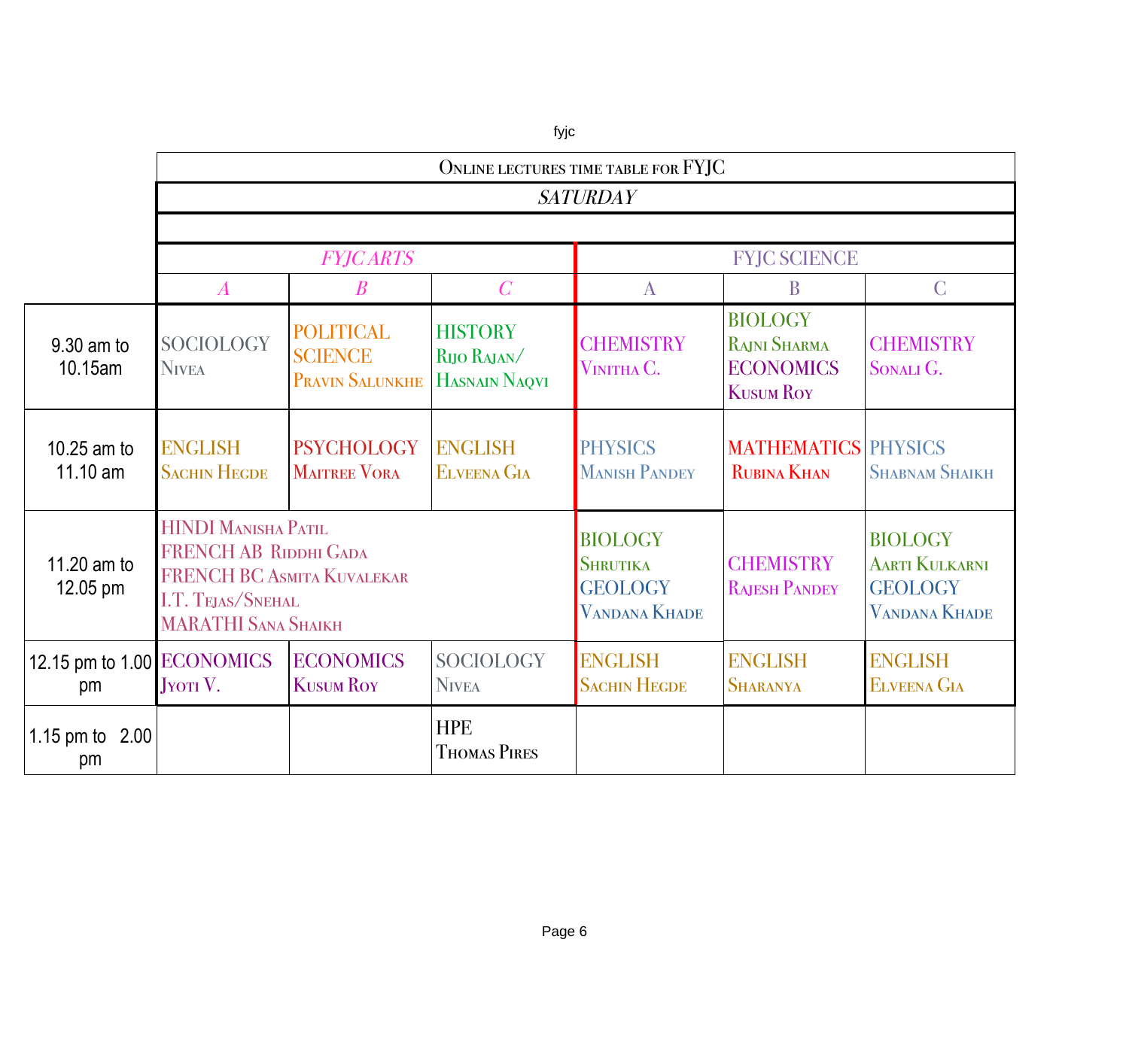fyjc

| | ONLINE LECTURES TIME TABLE FOR FYJC | | | | | |
|---|---|---|---|---|---|---|
| | *SATURDAY* | | | | | |
| | *FYJC ARTS* | | | FYJC SCIENCE | | |
| | *A* | *B* | *C* | A | B | C |
| 9.30 am to 10.15am | SOCIOLOGY NIVEA | POLITICAL SCIENCE PRAVIN SALUNKHE | HISTORY RIJO RAJAN/ HASNAIN NAQVI | CHEMISTRY VINITHA C. | BIOLOGY RAJNI SHARMA ECONOMICS KUSUM ROY | CHEMISTRY SONALI G. |
| 10.25 am to 11.10 am | ENGLISH SACHIN HEGDE | PSYCHOLOGY MAITREE VORA | ENGLISH ELVEENA GIA | PHYSICS MANISH PANDEY | MATHEMATICS RUBINA KHAN | PHYSICS SHABNAM SHAIKH |
| 11.20 am to 12.05 pm | HINDI MANISHA PATIL FRENCH AB RIDDHI GADA FRENCH BC ASMITA KUVALEKAR I.T. TEJAS/SNEHAL MARATHI SANA SHAIKH | | | BIOLOGY SHRUTIKA GEOLOGY VANDANA KHADE | CHEMISTRY RAJESH PANDEY | BIOLOGY AARTI KULKARNI GEOLOGY VANDANA KHADE |
| 12.15 pm to 1.00 pm | ECONOMICS JYOTI V. | ECONOMICS KUSUM ROY | SOCIOLOGY NIVEA | ENGLISH SACHIN HEGDE | ENGLISH SHARANYA | ENGLISH ELVEENA GIA |
| 1.15 pm to 2.00 pm | | | HPE THOMAS PIRES | | | |